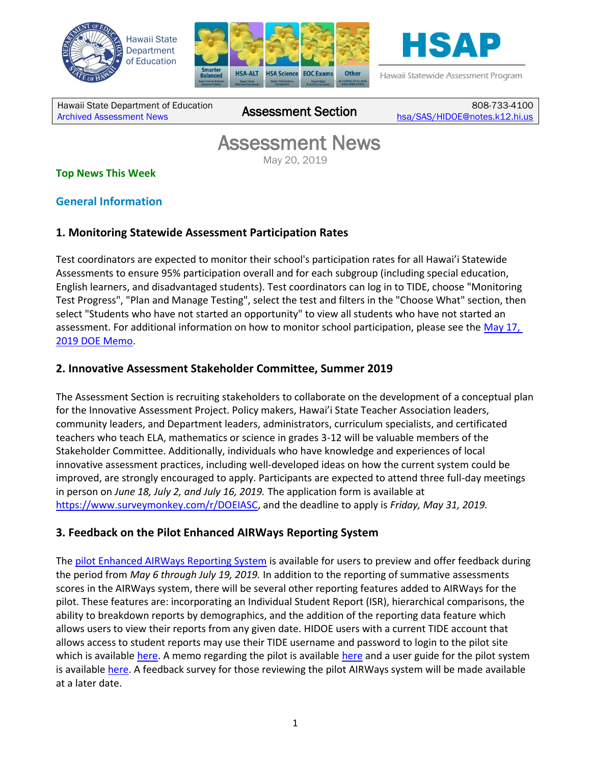Hawaii State Department of Education

HSAP

Hawaii Statewide Assessment Program

| Hawaii State Department of Education<br>Archived Assessment News | Assessment Section | 808-733-4100<br>hsa/SAS/HIDOE@notes.k12.hi.us |
|---|---|---|

# Assessment News

May 20, 2019

**Top News This Week**

## General Information

### 1. Monitoring Statewide Assessment Participation Rates

Test coordinators are expected to monitor their school's participation rates for all Hawai'i Statewide Assessments to ensure 95% participation overall and for each subgroup (including special education, English learners, and disadvantaged students). Test coordinators can log in to TIDE, choose "Monitoring Test Progress", "Plan and Manage Testing", select the test and filters in the "Choose What" section, then select "Students who have not started an opportunity" to view all students who have not started an assessment. For additional information on how to monitor school participation, please see the May 17, 2019 DOE Memo.

### 2. Innovative Assessment Stakeholder Committee, Summer 2019

The Assessment Section is recruiting stakeholders to collaborate on the development of a conceptual plan for the Innovative Assessment Project. Policy makers, Hawai'i State Teacher Association leaders, community leaders, and Department leaders, administrators, curriculum specialists, and certificated teachers who teach ELA, mathematics or science in grades 3-12 will be valuable members of the Stakeholder Committee. Additionally, individuals who have knowledge and experiences of local innovative assessment practices, including well-developed ideas on how the current system could be improved, are strongly encouraged to apply. Participants are expected to attend three full-day meetings in person on *June 18, July 2, and July 16, 2019.* The application form is available at https://www.surveymonkey.com/r/DOEIASC, and the deadline to apply is *Friday, May 31, 2019.*

### 3. Feedback on the Pilot Enhanced AIRWays Reporting System

The pilot Enhanced AIRWays Reporting System is available for users to preview and offer feedback during the period from *May 6 through July 19, 2019.* In addition to the reporting of summative assessments scores in the AIRWays system, there will be several other reporting features added to AIRWays for the pilot. These features are: incorporating an Individual Student Report (ISR), hierarchical comparisons, the ability to breakdown reports by demographics, and the addition of the reporting data feature which allows users to view their reports from any given date. HIDOE users with a current TIDE account that allows access to student reports may use their TIDE username and password to login to the pilot site which is available here. A memo regarding the pilot is available here and a user guide for the pilot system is available here. A feedback survey for those reviewing the pilot AIRWays system will be made available at a later date.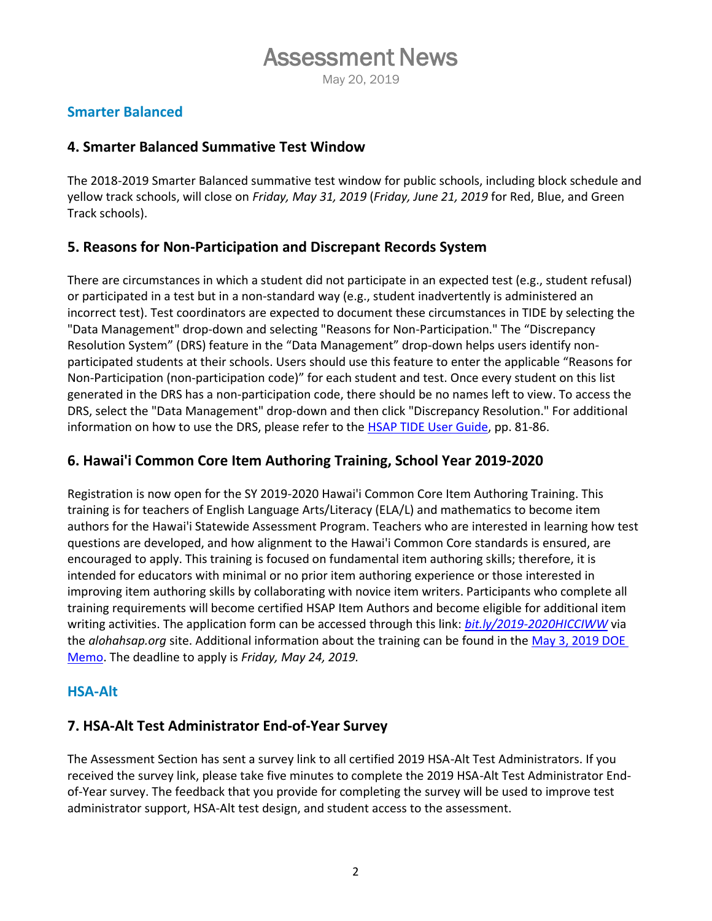# Assessment News

May 20, 2019

## Smarter Balanced

### 4. Smarter Balanced Summative Test Window

The 2018-2019 Smarter Balanced summative test window for public schools, including block schedule and yellow track schools, will close on *Friday, May 31, 2019* (*Friday, June 21, 2019* for Red, Blue, and Green Track schools).

### 5. Reasons for Non-Participation and Discrepant Records System

There are circumstances in which a student did not participate in an expected test (e.g., student refusal) or participated in a test but in a non-standard way (e.g., student inadvertently is administered an incorrect test). Test coordinators are expected to document these circumstances in TIDE by selecting the "Data Management" drop-down and selecting "Reasons for Non-Participation." The "Discrepancy Resolution System" (DRS) feature in the "Data Management" drop-down helps users identify non-participated students at their schools. Users should use this feature to enter the applicable "Reasons for Non-Participation (non-participation code)" for each student and test. Once every student on this list generated in the DRS has a non-participation code, there should be no names left to view. To access the DRS, select the "Data Management" drop-down and then click "Discrepancy Resolution." For additional information on how to use the DRS, please refer to the HSAP TIDE User Guide, pp. 81-86.

### 6. Hawai'i Common Core Item Authoring Training, School Year 2019-2020

Registration is now open for the SY 2019-2020 Hawai'i Common Core Item Authoring Training. This training is for teachers of English Language Arts/Literacy (ELA/L) and mathematics to become item authors for the Hawai'i Statewide Assessment Program. Teachers who are interested in learning how test questions are developed, and how alignment to the Hawai'i Common Core standards is ensured, are encouraged to apply. This training is focused on fundamental item authoring skills; therefore, it is intended for educators with minimal or no prior item authoring experience or those interested in improving item authoring skills by collaborating with novice item writers. Participants who complete all training requirements will become certified HSAP Item Authors and become eligible for additional item writing activities. The application form can be accessed through this link: *bit.ly/2019-2020HICCIWW* via the *alohahsap.org* site. Additional information about the training can be found in the May 3, 2019 DOE Memo. The deadline to apply is *Friday, May 24, 2019.*

## HSA-Alt

### 7. HSA-Alt Test Administrator End-of-Year Survey

The Assessment Section has sent a survey link to all certified 2019 HSA-Alt Test Administrators. If you received the survey link, please take five minutes to complete the 2019 HSA-Alt Test Administrator End-of-Year survey. The feedback that you provide for completing the survey will be used to improve test administrator support, HSA-Alt test design, and student access to the assessment.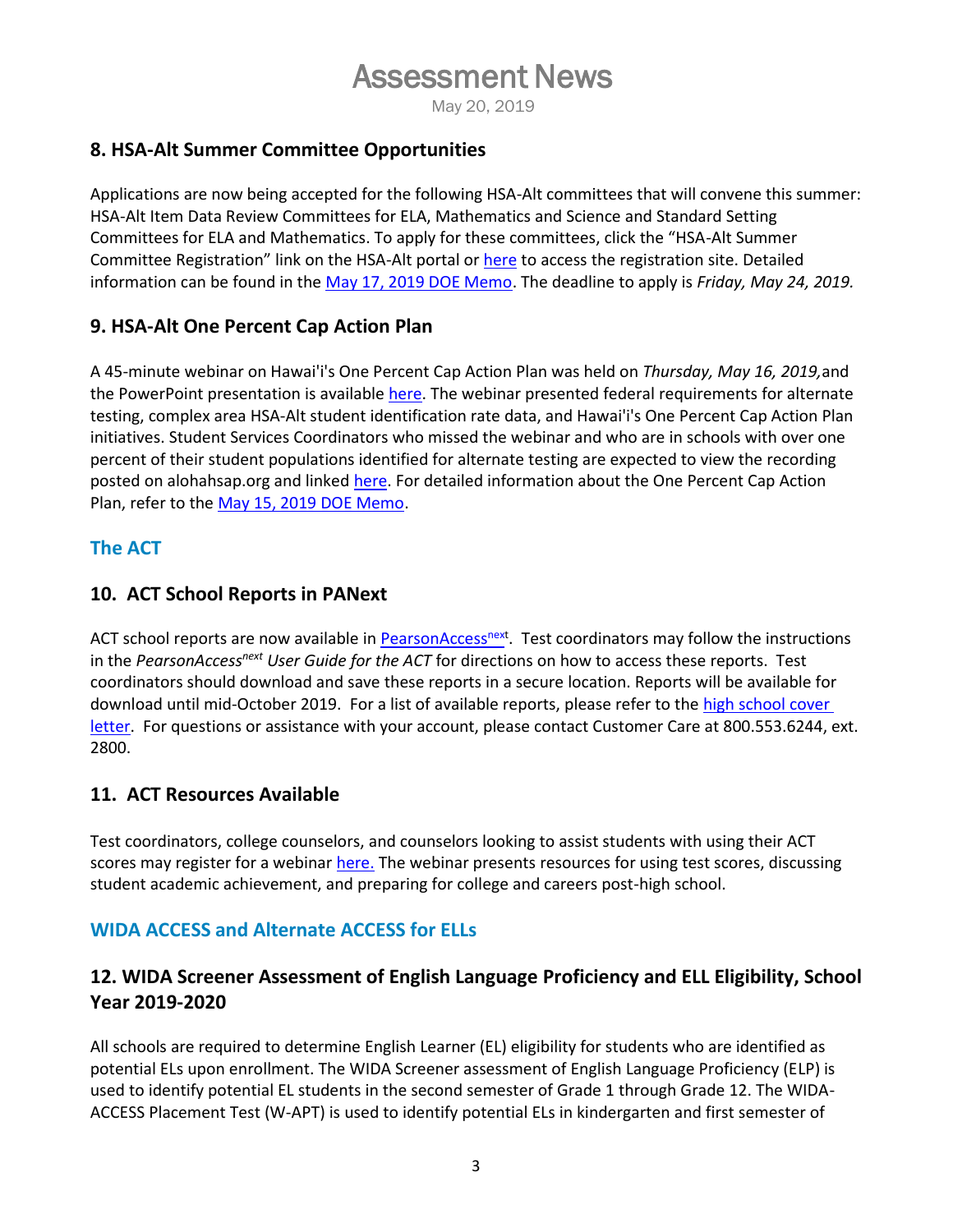## 8. HSA-Alt Summer Committee Opportunities

Applications are now being accepted for the following HSA-Alt committees that will convene this summer: HSA-Alt Item Data Review Committees for ELA, Mathematics and Science and Standard Setting Committees for ELA and Mathematics. To apply for these committees, click the "HSA-Alt Summer Committee Registration" link on the HSA-Alt portal or here to access the registration site. Detailed information can be found in the May 17, 2019 DOE Memo. The deadline to apply is *Friday, May 24, 2019.*

## 9. HSA-Alt One Percent Cap Action Plan

A 45-minute webinar on Hawai'i's One Percent Cap Action Plan was held on *Thursday, May 16, 2019,* and the PowerPoint presentation is available here. The webinar presented federal requirements for alternate testing, complex area HSA-Alt student identification rate data, and Hawai'i's One Percent Cap Action Plan initiatives. Student Services Coordinators who missed the webinar and who are in schools with over one percent of their student populations identified for alternate testing are expected to view the recording posted on alohahsap.org and linked here. For detailed information about the One Percent Cap Action Plan, refer to the May 15, 2019 DOE Memo.

# The ACT

## 10. ACT School Reports in PANext

ACT school reports are now available in PearsonAccess$^{next}$. Test coordinators may follow the instructions in the *PearsonAccess$^{next}$ User Guide for the ACT* for directions on how to access these reports. Test coordinators should download and save these reports in a secure location. Reports will be available for download until mid-October 2019. For a list of available reports, please refer to the high school cover letter. For questions or assistance with your account, please contact Customer Care at 800.553.6244, ext. 2800.

## 11. ACT Resources Available

Test coordinators, college counselors, and counselors looking to assist students with using their ACT scores may register for a webinar here. The webinar presents resources for using test scores, discussing student academic achievement, and preparing for college and careers post-high school.

# WIDA ACCESS and Alternate ACCESS for ELLs

## 12. WIDA Screener Assessment of English Language Proficiency and ELL Eligibility, School Year 2019-2020

All schools are required to determine English Learner (EL) eligibility for students who are identified as potential ELs upon enrollment. The WIDA Screener assessment of English Language Proficiency (ELP) is used to identify potential EL students in the second semester of Grade 1 through Grade 12. The WIDA-ACCESS Placement Test (W-APT) is used to identify potential ELs in kindergarten and first semester of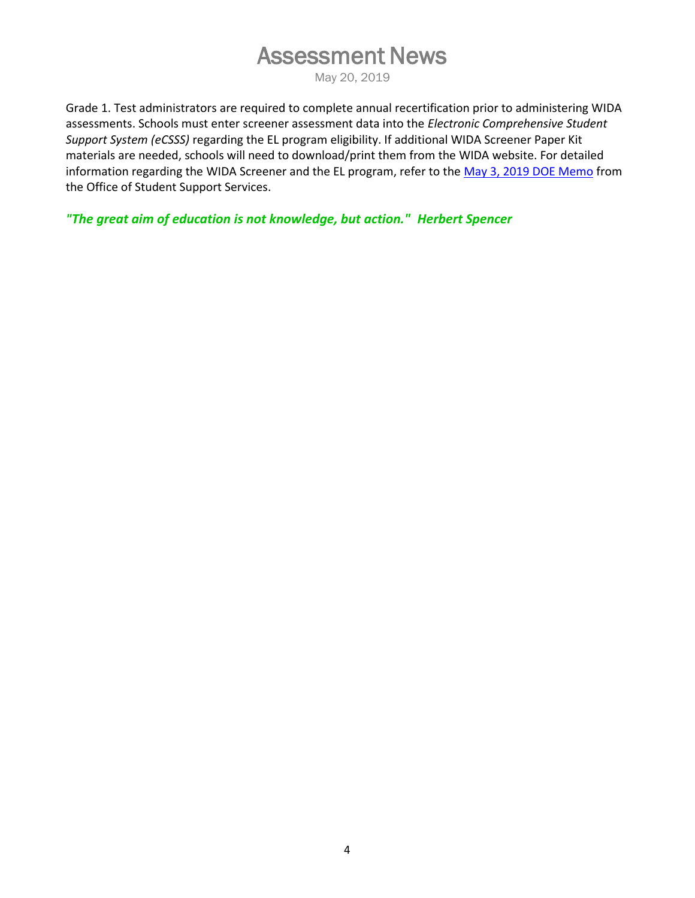Grade 1. Test administrators are required to complete annual recertification prior to administering WIDA assessments. Schools must enter screener assessment data into the *Electronic Comprehensive Student Support System (eCSSS)* regarding the EL program eligibility. If additional WIDA Screener Paper Kit materials are needed, schools will need to download/print them from the WIDA website. For detailed information regarding the WIDA Screener and the EL program, refer to the May 3, 2019 DOE Memo from the Office of Student Support Services.

***"The great aim of education is not knowledge, but action." Herbert Spencer***